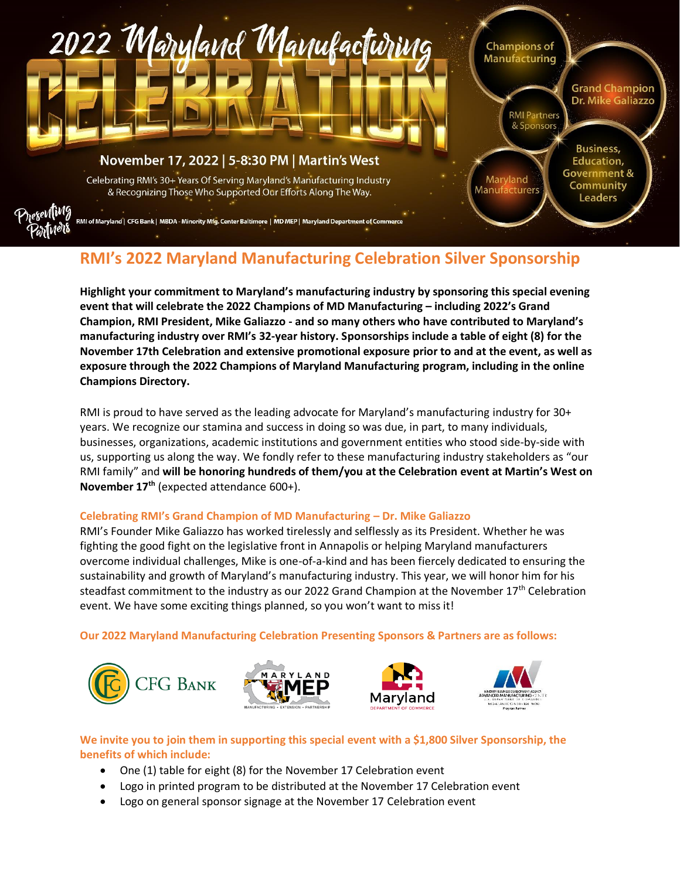# 2022 Maryland Manufacturing CELEBRATION

November 17, 2022 | 5-8:30 PM | Martin's West

Celebrating RMI's 30+ Years Of Serving Maryland's Manufacturing Industry & Recognizing Those Who Supported Our Efforts Along The Way.

Champions of Manufacturing

Grand Champion Dr. Mike Galiazzo

RMI Partners & Sponsors

Business, Education, Government & Community Leaders

Maryland Manufacturers

Presenting Partners: RMI of Maryland | CFG Bank | MBDA - Minority Mfg. Center Baltimore | MD MEP | Maryland Department of Commerce

## RMI's 2022 Maryland Manufacturing Celebration Silver Sponsorship

**Highlight your commitment to Maryland's manufacturing industry by sponsoring this special evening event that will celebrate the 2022 Champions of MD Manufacturing – including 2022's Grand Champion, RMI President, Mike Galiazzo - and so many others who have contributed to Maryland's manufacturing industry over RMI's 32-year history. Sponsorships include a table of eight (8) for the November 17th Celebration and extensive promotional exposure prior to and at the event, as well as exposure through the 2022 Champions of Maryland Manufacturing program, including in the online Champions Directory.**

RMI is proud to have served as the leading advocate for Maryland's manufacturing industry for 30+ years. We recognize our stamina and success in doing so was due, in part, to many individuals, businesses, organizations, academic institutions and government entities who stood side-by-side with us, supporting us along the way. We fondly refer to these manufacturing industry stakeholders as "our RMI family" and **will be honoring hundreds of them/you at the Celebration event at Martin's West on November 17th** (expected attendance 600+).

### Celebrating RMI's Grand Champion of MD Manufacturing – Dr. Mike Galiazzo

RMI's Founder Mike Galiazzo has worked tirelessly and selflessly as its President. Whether he was fighting the good fight on the legislative front in Annapolis or helping Maryland manufacturers overcome individual challenges, Mike is one-of-a-kind and has been fiercely dedicated to ensuring the sustainability and growth of Maryland's manufacturing industry. This year, we will honor him for his steadfast commitment to the industry as our 2022 Grand Champion at the November 17th Celebration event. We have some exciting things planned, so you won't want to miss it!

### Our 2022 Maryland Manufacturing Celebration Presenting Sponsors & Partners are as follows:

CFG Bank | Maryland MEP (Manufacturing • Extension • Partnership) | Maryland Department of Commerce | Minority Business Development Agency Advanced Manufacturing Center

### We invite you to join them in supporting this special event with a $1,800 Silver Sponsorship, the benefits of which include:

- One (1) table for eight (8) for the November 17 Celebration event
- Logo in printed program to be distributed at the November 17 Celebration event
- Logo on general sponsor signage at the November 17 Celebration event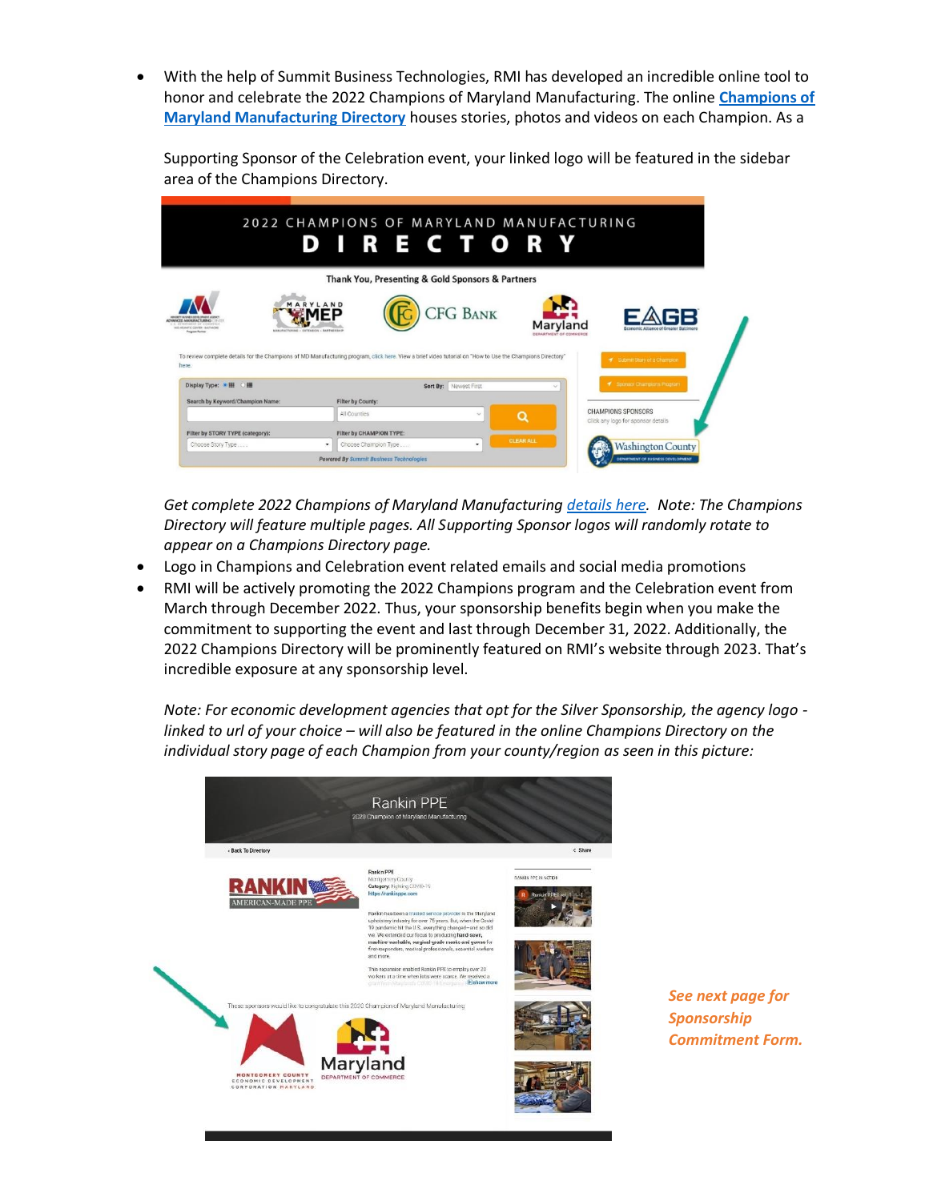- With the help of Summit Business Technologies, RMI has developed an incredible online tool to honor and celebrate the 2022 Champions of Maryland Manufacturing. The online **[Champions of Maryland Manufacturing Directory]** houses stories, photos and videos on each Champion. As a Supporting Sponsor of the Celebration event, your linked logo will be featured in the sidebar area of the Champions Directory.

  *Get complete 2022 Champions of Maryland Manufacturing details here. Note: The Champions Directory will feature multiple pages. All Supporting Sponsor logos will randomly rotate to appear on a Champions Directory page.*

- Logo in Champions and Celebration event related emails and social media promotions
- RMI will be actively promoting the 2022 Champions program and the Celebration event from March through December 2022. Thus, your sponsorship benefits begin when you make the commitment to supporting the event and last through December 31, 2022. Additionally, the 2022 Champions Directory will be prominently featured on RMI's website through 2023. That's incredible exposure at any sponsorship level.

  *Note: For economic development agencies that opt for the Silver Sponsorship, the agency logo - linked to url of your choice – will also be featured in the online Champions Directory on the individual story page of each Champion from your county/region as seen in this picture:*

*See next page for Sponsorship Commitment Form.*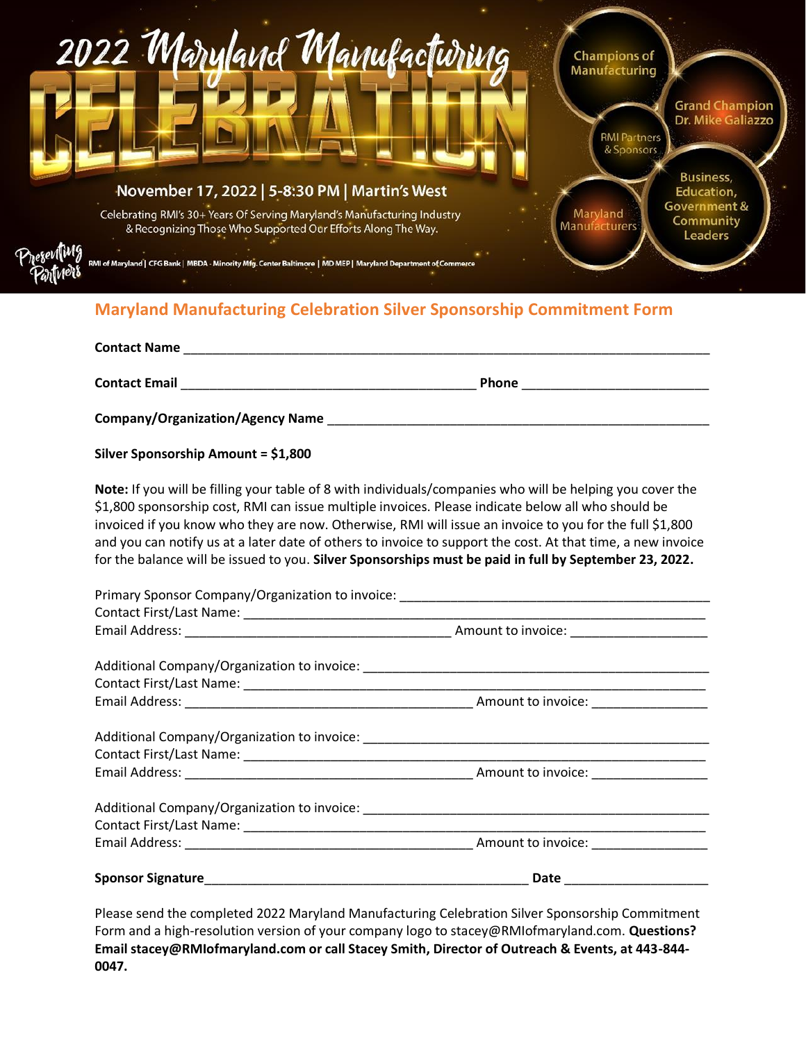# 2022 Maryland Manufacturing CELEBRATION

November 17, 2022 | 5-8:30 PM | Martin's West

Celebrating RMI's 30+ Years Of Serving Maryland's Manufacturing Industry & Recognizing Those Who Supported Our Efforts Along The Way.

Champions of Manufacturing

Grand Champion Dr. Mike Galiazzo

RMI Partners & Sponsors

Business, Education, Government & Community Leaders

Maryland Manufacturers

Presenting Partners: RMI of Maryland | CFG Bank | MBDA - Minority Mfg. Center Baltimore | MD MEP | Maryland Department of Commerce

## Maryland Manufacturing Celebration Silver Sponsorship Commitment Form

**Contact Name** ___________________________________________________________________________

**Contact Email** __________________________________________ **Phone** __________________________

**Company/Organization/Agency Name** _______________________________________________________

**Silver Sponsorship Amount = $1,800**

**Note:** If you will be filling your table of 8 with individuals/companies who will be helping you cover the $1,800 sponsorship cost, RMI can issue multiple invoices. Please indicate below all who should be invoiced if you know who they are now. Otherwise, RMI will issue an invoice to you for the full $1,800 and you can notify us at a later date of others to invoice to support the cost. At that time, a new invoice for the balance will be issued to you. **Silver Sponsorships must be paid in full by September 23, 2022.**

Primary Sponsor Company/Organization to invoice: ___________________________________________
Contact First/Last Name: _________________________________________________________________
Email Address: _____________________________________ Amount to invoice: __________________

Additional Company/Organization to invoice: _______________________________________________
Contact First/Last Name: _________________________________________________________________
Email Address: _________________________________________ Amount to invoice: _______________

Additional Company/Organization to invoice: _______________________________________________
Contact First/Last Name: _________________________________________________________________
Email Address: _________________________________________ Amount to invoice: _______________

Additional Company/Organization to invoice: _______________________________________________
Contact First/Last Name: _________________________________________________________________
Email Address: _________________________________________ Amount to invoice: _______________

**Sponsor Signature**_____________________________________________ **Date** ____________________

Please send the completed 2022 Maryland Manufacturing Celebration Silver Sponsorship Commitment Form and a high-resolution version of your company logo to stacey@RMIofmaryland.com. **Questions? Email stacey@RMIofmaryland.com or call Stacey Smith, Director of Outreach & Events, at 443-844-0047.**